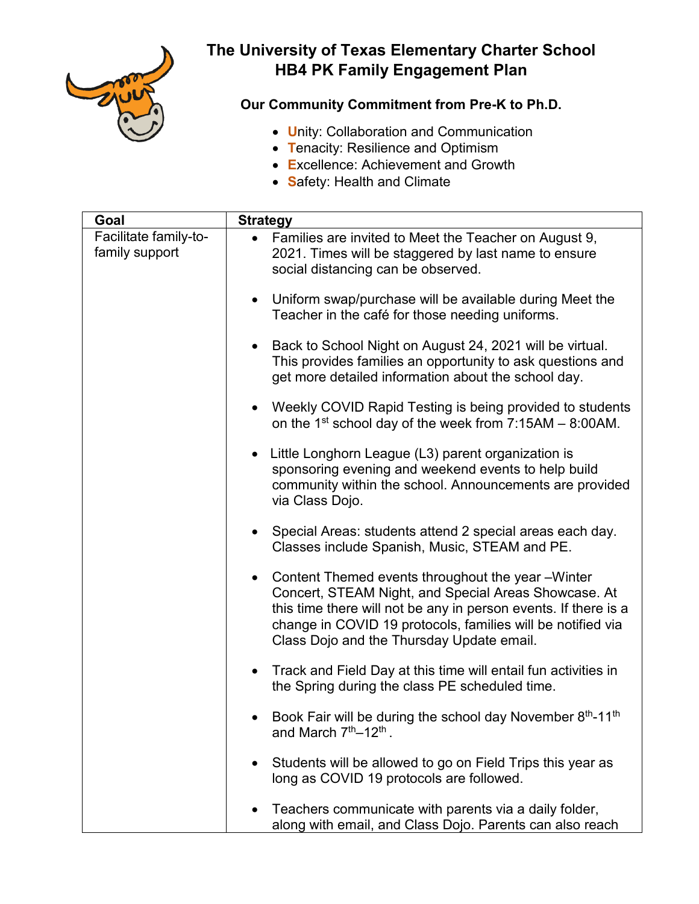# The University of Texas Elementary Charter School
# HB4 PK Family Engagement Plan

### Our Community Commitment from Pre-K to Ph.D.

- **U**nity: Collaboration and Communication
- **T**enacity: Resilience and Optimism
- **E**xcellence: Achievement and Growth
- **S**afety: Health and Climate

| Goal | Strategy |
|---|---|
| Facilitate family-to-family support | • Families are invited to Meet the Teacher on August 9, 2021. Times will be staggered by last name to ensure social distancing can be observed.<br><br>• Uniform swap/purchase will be available during Meet the Teacher in the café for those needing uniforms.<br><br>• Back to School Night on August 24, 2021 will be virtual. This provides families an opportunity to ask questions and get more detailed information about the school day.<br><br>• Weekly COVID Rapid Testing is being provided to students on the 1st school day of the week from 7:15AM – 8:00AM.<br><br>• Little Longhorn League (L3) parent organization is sponsoring evening and weekend events to help build community within the school. Announcements are provided via Class Dojo.<br><br>• Special Areas: students attend 2 special areas each day. Classes include Spanish, Music, STEAM and PE.<br><br>• Content Themed events throughout the year –Winter Concert, STEAM Night, and Special Areas Showcase. At this time there will not be any in person events. If there is a change in COVID 19 protocols, families will be notified via Class Dojo and the Thursday Update email.<br><br>• Track and Field Day at this time will entail fun activities in the Spring during the class PE scheduled time.<br><br>• Book Fair will be during the school day November 8th-11th and March 7th–12th .<br><br>• Students will be allowed to go on Field Trips this year as long as COVID 19 protocols are followed.<br><br>• Teachers communicate with parents via a daily folder, along with email, and Class Dojo. Parents can also reach |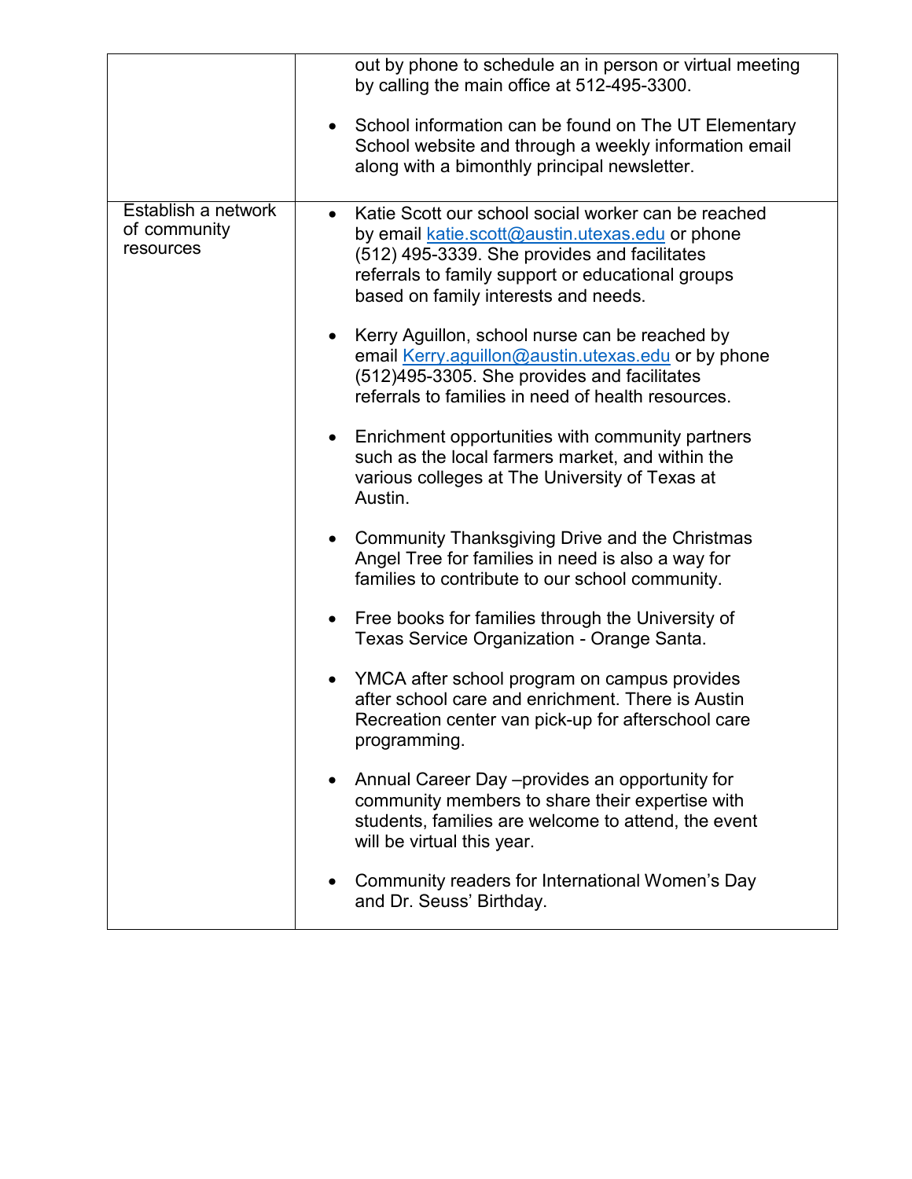| | |
|---|---|
| | out by phone to schedule an in person or virtual meeting by calling the main office at 512-495-3300.<br><br>• School information can be found on The UT Elementary School website and through a weekly information email along with a bimonthly principal newsletter. |
| Establish a network of community resources | • Katie Scott our school social worker can be reached by email katie.scott@austin.utexas.edu or phone (512) 495-3339. She provides and facilitates referrals to family support or educational groups based on family interests and needs.<br><br>• Kerry Aguillon, school nurse can be reached by email Kerry.aguillon@austin.utexas.edu or by phone (512)495-3305. She provides and facilitates referrals to families in need of health resources.<br><br>• Enrichment opportunities with community partners such as the local farmers market, and within the various colleges at The University of Texas at Austin.<br><br>• Community Thanksgiving Drive and the Christmas Angel Tree for families in need is also a way for families to contribute to our school community.<br><br>• Free books for families through the University of Texas Service Organization - Orange Santa.<br><br>• YMCA after school program on campus provides after school care and enrichment. There is Austin Recreation center van pick-up for afterschool care programming.<br><br>• Annual Career Day –provides an opportunity for community members to share their expertise with students, families are welcome to attend, the event will be virtual this year.<br><br>• Community readers for International Women's Day and Dr. Seuss' Birthday. |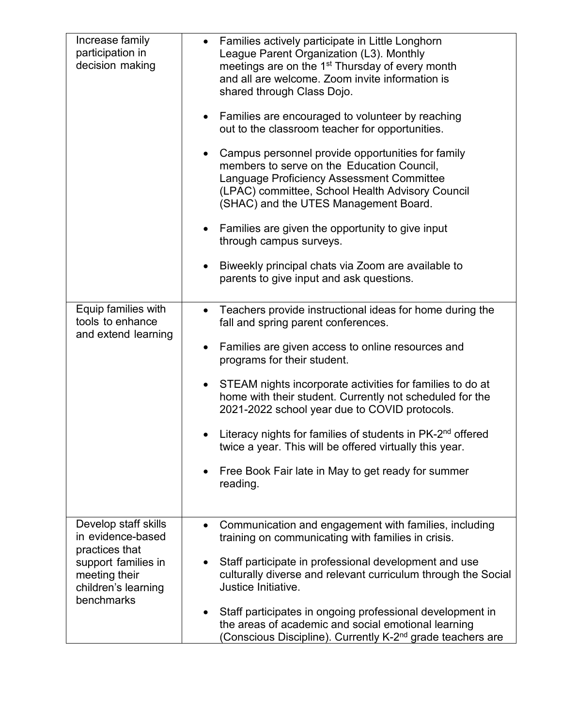| | |
|---|---|
| Increase family participation in decision making | • Families actively participate in Little Longhorn League Parent Organization (L3). Monthly meetings are on the 1st Thursday of every month and all are welcome. Zoom invite information is shared through Class Dojo.<br><br>• Families are encouraged to volunteer by reaching out to the classroom teacher for opportunities.<br><br>• Campus personnel provide opportunities for family members to serve on the Education Council, Language Proficiency Assessment Committee (LPAC) committee, School Health Advisory Council (SHAC) and the UTES Management Board.<br><br>• Families are given the opportunity to give input through campus surveys.<br><br>• Biweekly principal chats via Zoom are available to parents to give input and ask questions. |
| Equip families with tools to enhance and extend learning | • Teachers provide instructional ideas for home during the fall and spring parent conferences.<br><br>• Families are given access to online resources and programs for their student.<br><br>• STEAM nights incorporate activities for families to do at home with their student. Currently not scheduled for the 2021-2022 school year due to COVID protocols.<br><br>• Literacy nights for families of students in PK-2nd offered twice a year. This will be offered virtually this year.<br><br>• Free Book Fair late in May to get ready for summer reading. |
| Develop staff skills in evidence-based practices that support families in meeting their children's learning benchmarks | • Communication and engagement with families, including training on communicating with families in crisis.<br><br>• Staff participate in professional development and use culturally diverse and relevant curriculum through the Social Justice Initiative.<br><br>• Staff participates in ongoing professional development in the areas of academic and social emotional learning (Conscious Discipline). Currently K-2nd grade teachers are |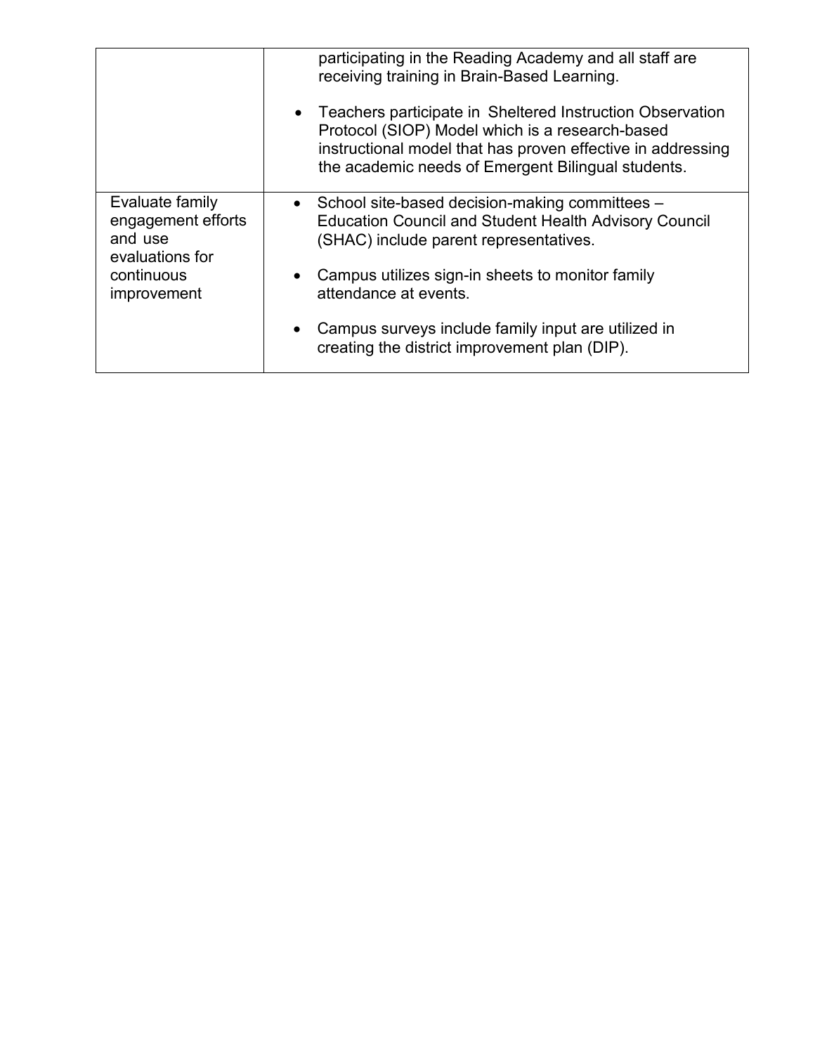| | |
|---|---|
| | participating in the Reading Academy and all staff are receiving training in Brain-Based Learning.<br><br>• Teachers participate in Sheltered Instruction Observation Protocol (SIOP) Model which is a research-based instructional model that has proven effective in addressing the academic needs of Emergent Bilingual students. |
| Evaluate family engagement efforts and use evaluations for continuous improvement | • School site-based decision-making committees – Education Council and Student Health Advisory Council (SHAC) include parent representatives.<br><br>• Campus utilizes sign-in sheets to monitor family attendance at events.<br><br>• Campus surveys include family input are utilized in creating the district improvement plan (DIP). |